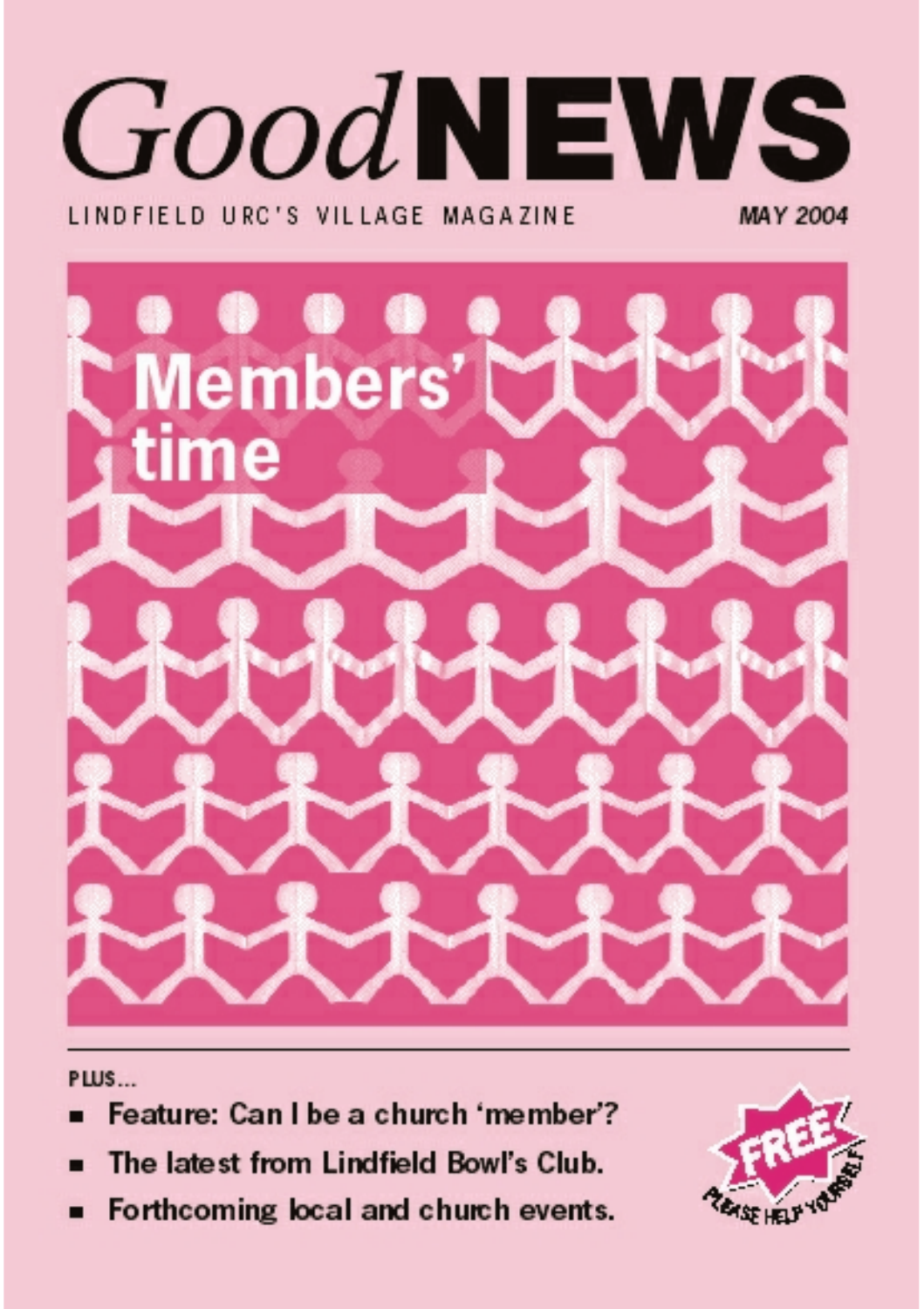# *Good* NEWS

LINDFIELD URC'S VILLAGE MAGAZINE

*MAY 2004*

## Members' time

PLUS...

- **Feature: Can I be a church 'member'?**
- **The latest from Lindfield Bowl's Club.**
- **Forthcoming local and church events.**

FREE

PLEASE HELP YOURSELF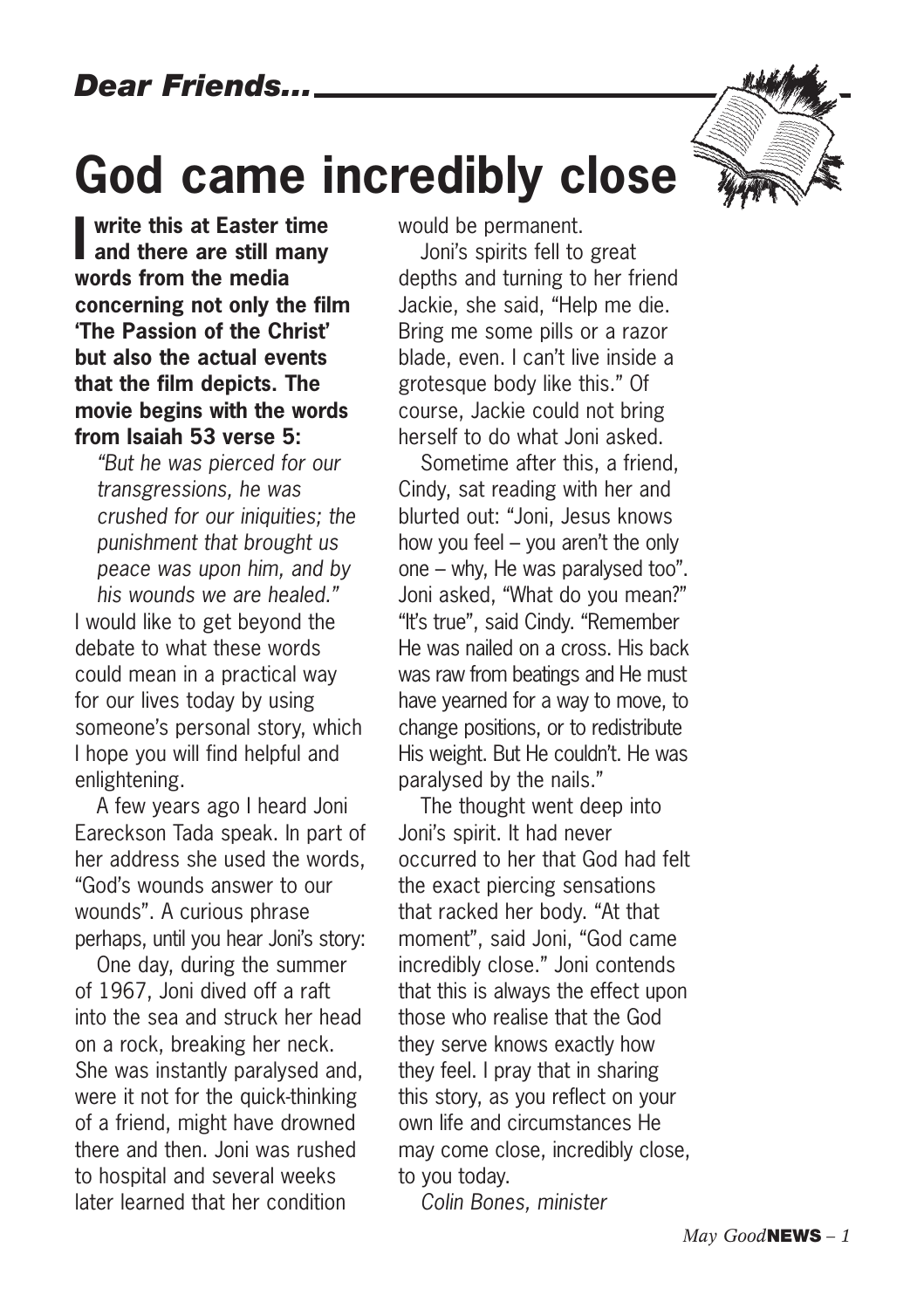*Dear Friends...*

# God came incredibly close

**I write this at Easter time and there are still many words from the media concerning not only the film 'The Passion of the Christ' but also the actual events that the film depicts. The movie begins with the words from Isaiah 53 verse 5:**

> *"But he was pierced for our transgressions, he was crushed for our iniquities; the punishment that brought us peace was upon him, and by his wounds we are healed."*

I would like to get beyond the debate to what these words could mean in a practical way for our lives today by using someone's personal story, which I hope you will find helpful and enlightening.

A few years ago I heard Joni Eareckson Tada speak. In part of her address she used the words, "God's wounds answer to our wounds". A curious phrase perhaps, until you hear Joni's story:

One day, during the summer of 1967, Joni dived off a raft into the sea and struck her head on a rock, breaking her neck. She was instantly paralysed and, were it not for the quick-thinking of a friend, might have drowned there and then. Joni was rushed to hospital and several weeks later learned that her condition would be permanent.

Joni's spirits fell to great depths and turning to her friend Jackie, she said, "Help me die. Bring me some pills or a razor blade, even. I can't live inside a grotesque body like this." Of course, Jackie could not bring herself to do what Joni asked.

Sometime after this, a friend, Cindy, sat reading with her and blurted out: "Joni, Jesus knows how you feel – you aren't the only one – why, He was paralysed too". Joni asked, "What do you mean?" "It's true", said Cindy. "Remember He was nailed on a cross. His back was raw from beatings and He must have yearned for a way to move, to change positions, or to redistribute His weight. But He couldn't. He was paralysed by the nails."

The thought went deep into Joni's spirit. It had never occurred to her that God had felt the exact piercing sensations that racked her body. "At that moment", said Joni, "God came incredibly close." Joni contends that this is always the effect upon those who realise that the God they serve knows exactly how they feel. I pray that in sharing this story, as you reflect on your own life and circumstances He may come close, incredibly close, to you today.

*Colin Bones, minister*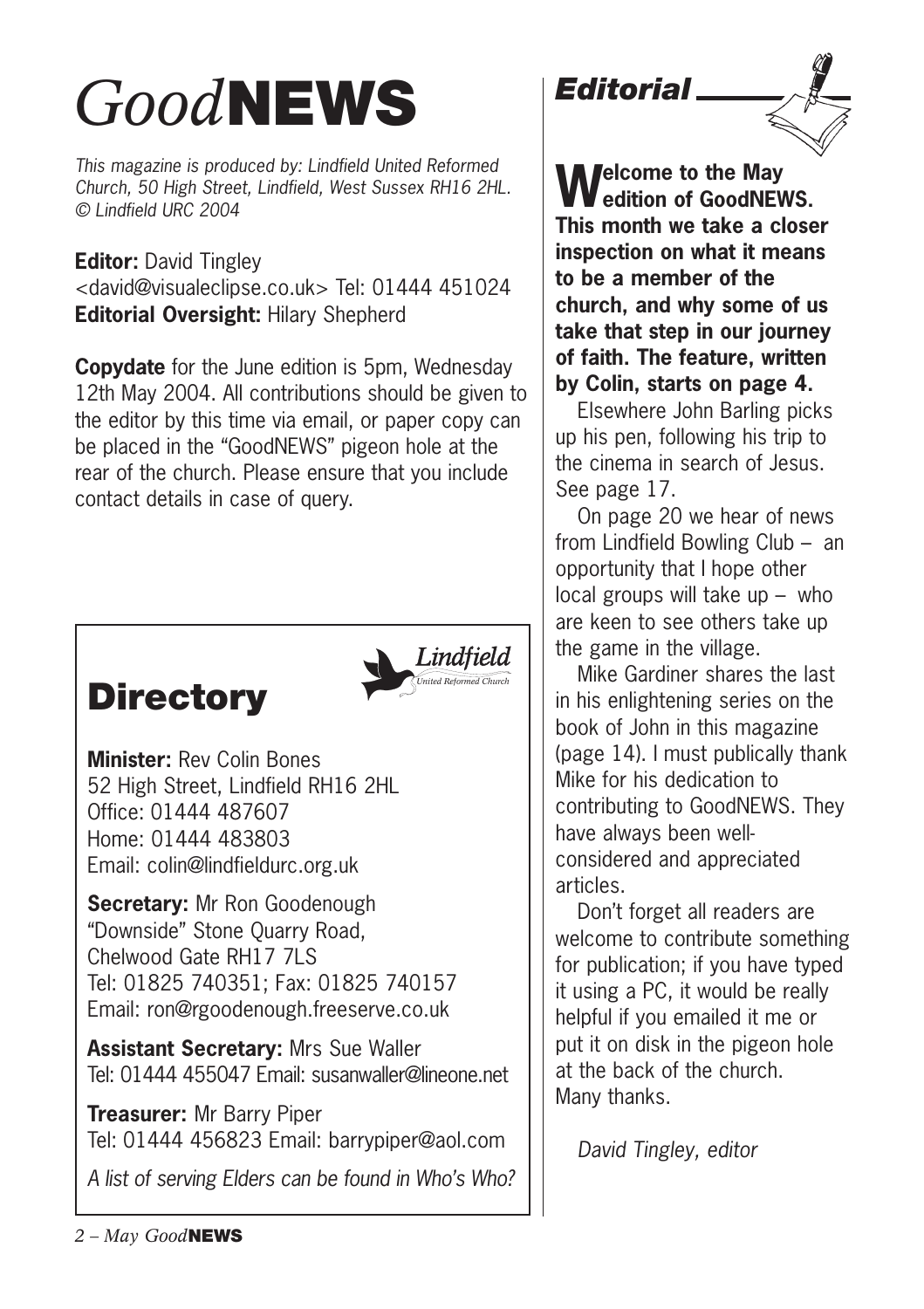# *Good*NEWS

*This magazine is produced by: Lindfield United Reformed Church, 50 High Street, Lindfield, West Sussex RH16 2HL. © Lindfield URC 2004*

**Editor:** David Tingley <david@visualeclipse.co.uk> Tel: 01444 451024
**Editorial Oversight:** Hilary Shepherd

**Copydate** for the June edition is 5pm, Wednesday 12th May 2004. All contributions should be given to the editor by this time via email, or paper copy can be placed in the "GoodNEWS" pigeon hole at the rear of the church. Please ensure that you include contact details in case of query.

## Directory

*Lindfield United Reformed Church*

**Minister:** Rev Colin Bones
52 High Street, Lindfield RH16 2HL
Office: 01444 487607
Home: 01444 483803
Email: colin@lindfieldurc.org.uk

**Secretary:** Mr Ron Goodenough
"Downside" Stone Quarry Road,
Chelwood Gate RH17 7LS
Tel: 01825 740351; Fax: 01825 740157
Email: ron@rgoodenough.freeserve.co.uk

**Assistant Secretary:** Mrs Sue Waller
Tel: 01444 455047 Email: susanwaller@lineone.net

**Treasurer:** Mr Barry Piper
Tel: 01444 456823 Email: barrypiper@aol.com

*A list of serving Elders can be found in Who's Who?*

## *Editorial*

**Welcome to the May edition of GoodNEWS. This month we take a closer inspection on what it means to be a member of the church, and why some of us take that step in our journey of faith. The feature, written by Colin, starts on page 4.**

Elsewhere John Barling picks up his pen, following his trip to the cinema in search of Jesus. See page 17.

On page 20 we hear of news from Lindfield Bowling Club – an opportunity that I hope other local groups will take up – who are keen to see others take up the game in the village.

Mike Gardiner shares the last in his enlightening series on the book of John in this magazine (page 14). I must publically thank Mike for his dedication to contributing to GoodNEWS. They have always been well-considered and appreciated articles.

Don't forget all readers are welcome to contribute something for publication; if you have typed it using a PC, it would be really helpful if you emailed it me or put it on disk in the pigeon hole at the back of the church. Many thanks.

*David Tingley, editor*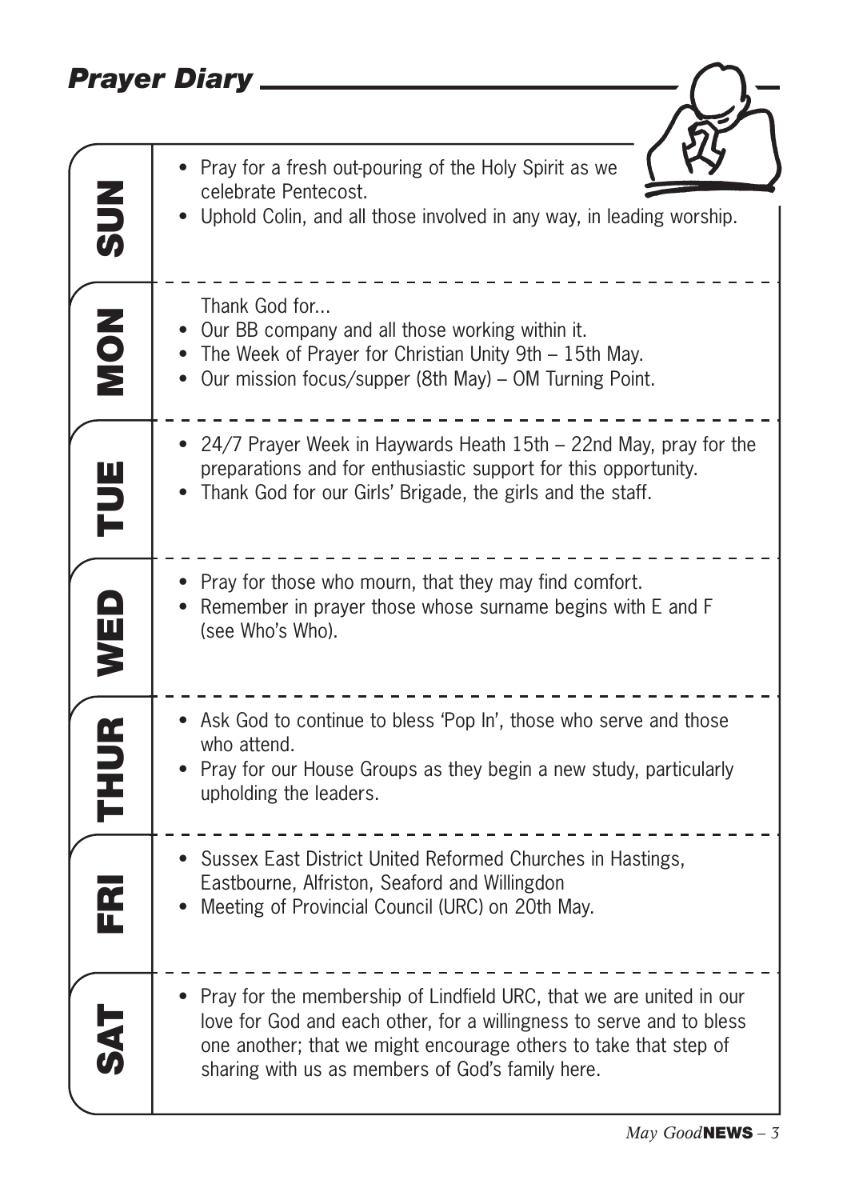## Prayer Diary

### SUN

- Pray for a fresh out-pouring of the Holy Spirit as we celebrate Pentecost.
- Uphold Colin, and all those involved in any way, in leading worship.

### MON

Thank God for...

- Our BB company and all those working within it.
- The Week of Prayer for Christian Unity 9th – 15th May.
- Our mission focus/supper (8th May) – OM Turning Point.

### TUE

- 24/7 Prayer Week in Haywards Heath 15th – 22nd May, pray for the preparations and for enthusiastic support for this opportunity.
- Thank God for our Girls' Brigade, the girls and the staff.

### WED

- Pray for those who mourn, that they may find comfort.
- Remember in prayer those whose surname begins with E and F (see Who's Who).

### THUR

- Ask God to continue to bless 'Pop In', those who serve and those who attend.
- Pray for our House Groups as they begin a new study, particularly upholding the leaders.

### FRI

- Sussex East District United Reformed Churches in Hastings, Eastbourne, Alfriston, Seaford and Willingdon
- Meeting of Provincial Council (URC) on 20th May.

### SAT

- Pray for the membership of Lindfield URC, that we are united in our love for God and each other, for a willingness to serve and to bless one another; that we might encourage others to take that step of sharing with us as members of God's family here.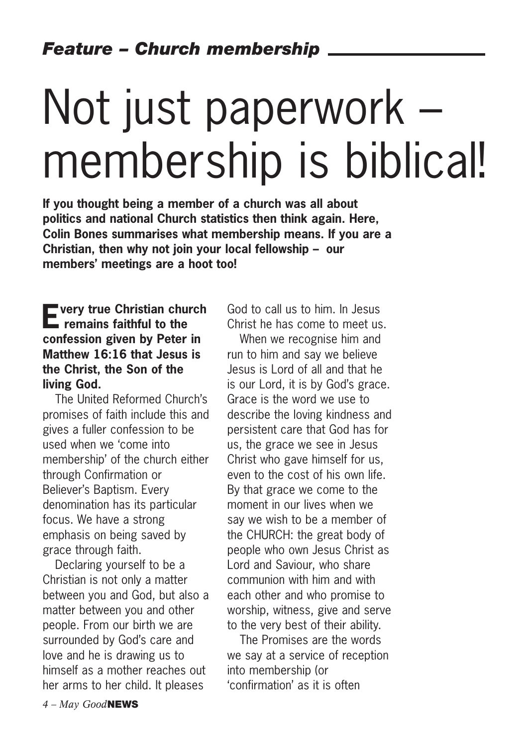*Feature – Church membership*

# Not just paperwork – membership is biblical!

**If you thought being a member of a church was all about politics and national Church statistics then think again. Here, Colin Bones summarises what membership means. If you are a Christian, then why not join your local fellowship – our members' meetings are a hoot too!**

**Every true Christian church remains faithful to the confession given by Peter in Matthew 16:16 that Jesus is the Christ, the Son of the living God.**

The United Reformed Church's promises of faith include this and gives a fuller confession to be used when we 'come into membership' of the church either through Confirmation or Believer's Baptism. Every denomination has its particular focus. We have a strong emphasis on being saved by grace through faith.

Declaring yourself to be a Christian is not only a matter between you and God, but also a matter between you and other people. From our birth we are surrounded by God's care and love and he is drawing us to himself as a mother reaches out her arms to her child. It pleases God to call us to him. In Jesus Christ he has come to meet us.

When we recognise him and run to him and say we believe Jesus is Lord of all and that he is our Lord, it is by God's grace. Grace is the word we use to describe the loving kindness and persistent care that God has for us, the grace we see in Jesus Christ who gave himself for us, even to the cost of his own life. By that grace we come to the moment in our lives when we say we wish to be a member of the CHURCH: the great body of people who own Jesus Christ as Lord and Saviour, who share communion with him and with each other and who promise to worship, witness, give and serve to the very best of their ability.

The Promises are the words we say at a service of reception into membership (or 'confirmation' as it is often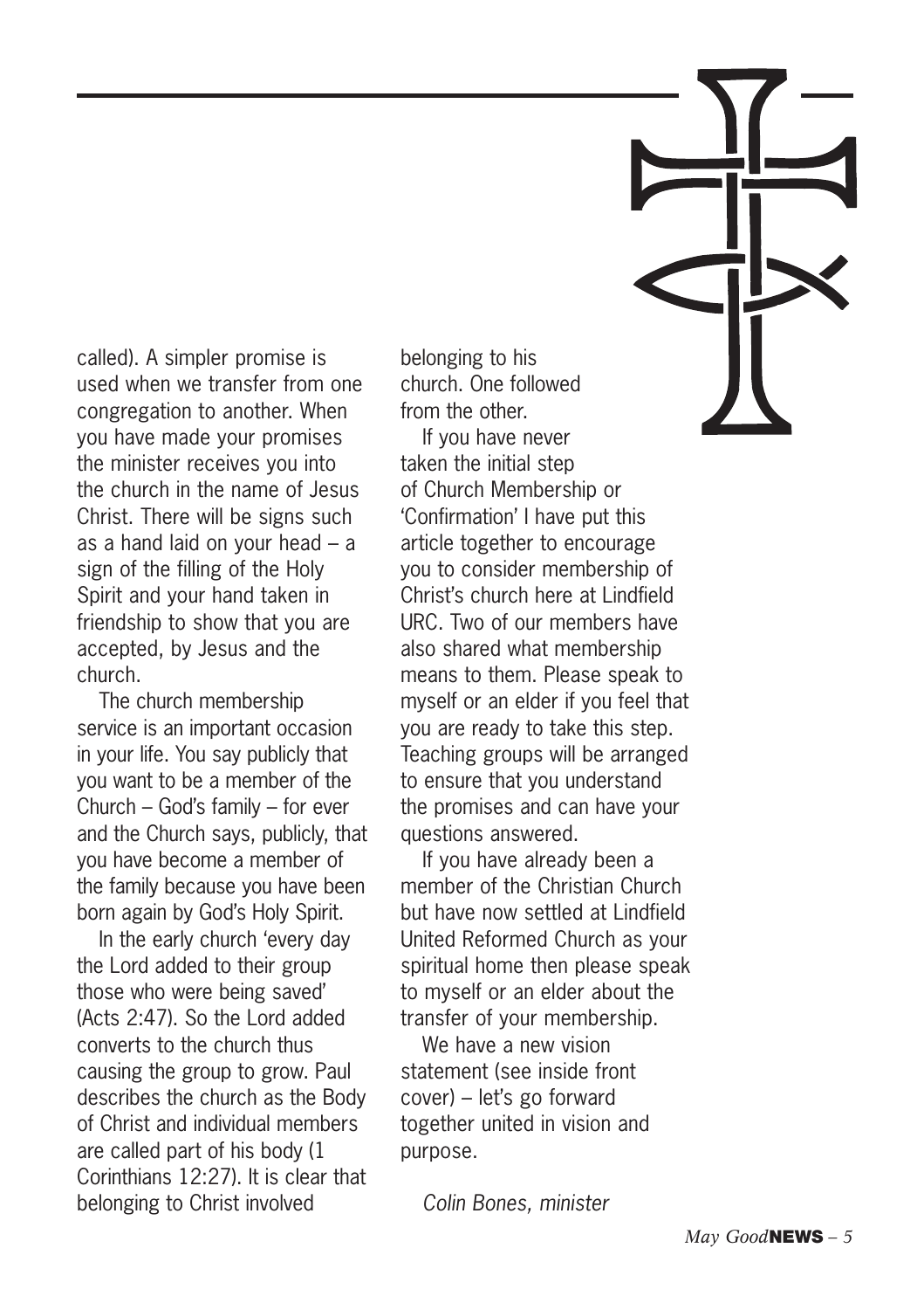called). A simpler promise is used when we transfer from one congregation to another. When you have made your promises the minister receives you into the church in the name of Jesus Christ. There will be signs such as a hand laid on your head – a sign of the filling of the Holy Spirit and your hand taken in friendship to show that you are accepted, by Jesus and the church.

The church membership service is an important occasion in your life. You say publicly that you want to be a member of the Church – God's family – for ever and the Church says, publicly, that you have become a member of the family because you have been born again by God's Holy Spirit.

In the early church 'every day the Lord added to their group those who were being saved' (Acts 2:47). So the Lord added converts to the church thus causing the group to grow. Paul describes the church as the Body of Christ and individual members are called part of his body (1 Corinthians 12:27). It is clear that belonging to Christ involved belonging to his church. One followed from the other.

If you have never taken the initial step of Church Membership or 'Confirmation' I have put this article together to encourage you to consider membership of Christ's church here at Lindfield URC. Two of our members have also shared what membership means to them. Please speak to myself or an elder if you feel that you are ready to take this step. Teaching groups will be arranged to ensure that you understand the promises and can have your questions answered.

If you have already been a member of the Christian Church but have now settled at Lindfield United Reformed Church as your spiritual home then please speak to myself or an elder about the transfer of your membership.

We have a new vision statement (see inside front cover) – let's go forward together united in vision and purpose.

*Colin Bones, minister*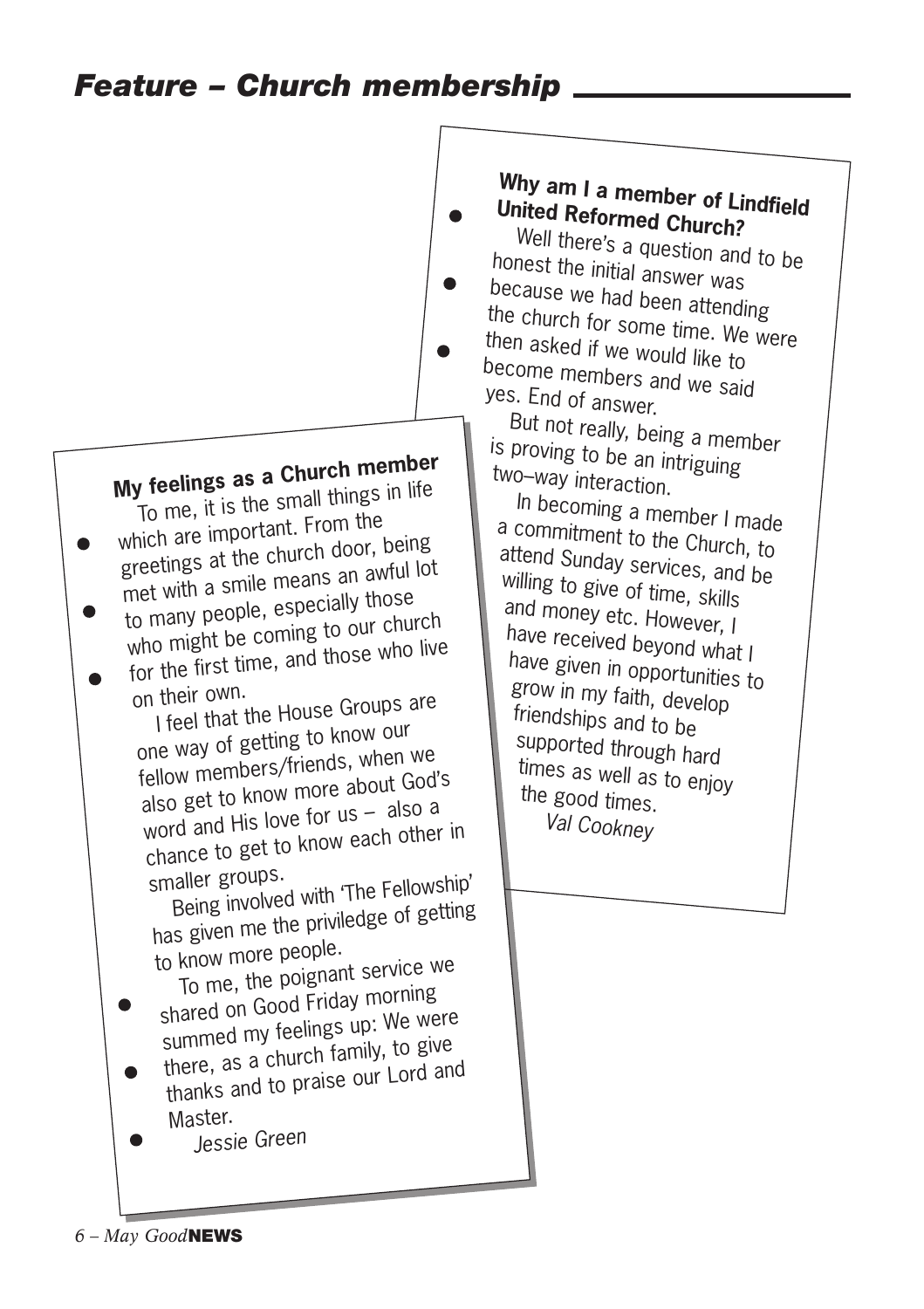## Feature – Church membership

### Why am I a member of Lindfield United Reformed Church?

Well there's a question and to be honest the initial answer was because we had been attending the church for some time. We were then asked if we would like to become members and we said yes. End of answer.

But not really, being a member is proving to be an intriguing two–way interaction.

In becoming a member I made a commitment to the Church, to attend Sunday services, and be willing to give of time, skills and money etc. However, I have received beyond what I have given in opportunities to grow in my faith, develop friendships and to be supported through hard times as well as to enjoy the good times.

*Val Cookney*

### My feelings as a Church member

To me, it is the small things in life which are important. From the greetings at the church door, being met with a smile means an awful lot to many people, especially those who might be coming to our church for the first time, and those who live on their own.

I feel that the House Groups are one way of getting to know our fellow members/friends, when we also get to know more about God's word and His love for us – also a chance to get to know each other in smaller groups.

Being involved with 'The Fellowship' has given me the priviledge of getting to know more people.

To me, the poignant service we shared on Good Friday morning summed my feelings up: We were there, as a church family, to give thanks and to praise our Lord and Master.

*Jessie Green*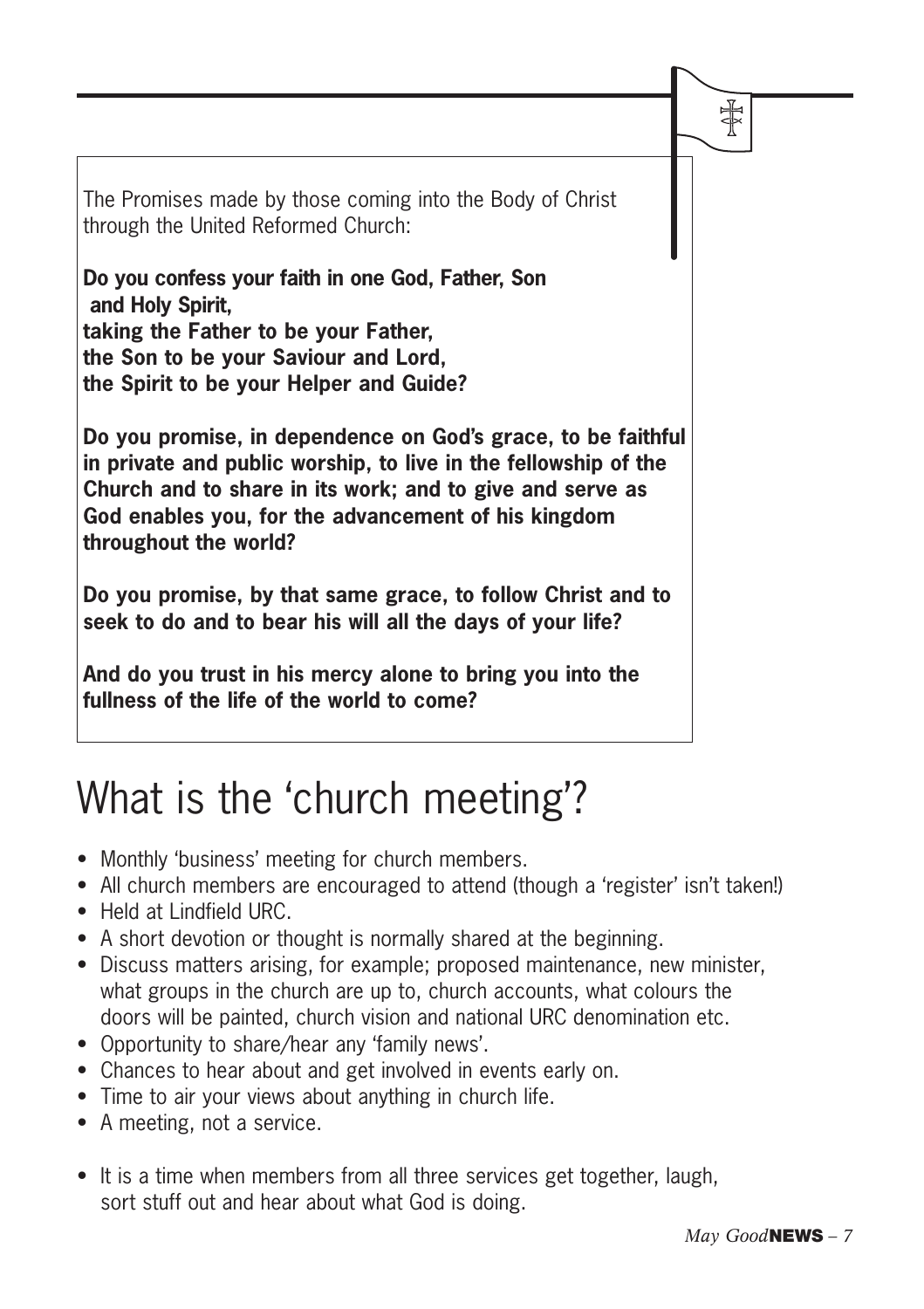The Promises made by those coming into the Body of Christ through the United Reformed Church:

**Do you confess your faith in one God, Father, Son and Holy Spirit,
taking the Father to be your Father,
the Son to be your Saviour and Lord,
the Spirit to be your Helper and Guide?**

**Do you promise, in dependence on God's grace, to be faithful in private and public worship, to live in the fellowship of the Church and to share in its work; and to give and serve as God enables you, for the advancement of his kingdom throughout the world?**

**Do you promise, by that same grace, to follow Christ and to seek to do and to bear his will all the days of your life?**

**And do you trust in his mercy alone to bring you into the fullness of the life of the world to come?**

# What is the 'church meeting'?

- Monthly 'business' meeting for church members.
- All church members are encouraged to attend (though a 'register' isn't taken!)
- Held at Lindfield URC.
- A short devotion or thought is normally shared at the beginning.
- Discuss matters arising, for example; proposed maintenance, new minister, what groups in the church are up to, church accounts, what colours the doors will be painted, church vision and national URC denomination etc.
- Opportunity to share/hear any 'family news'.
- Chances to hear about and get involved in events early on.
- Time to air your views about anything in church life.
- A meeting, not a service.

- It is a time when members from all three services get together, laugh, sort stuff out and hear about what God is doing.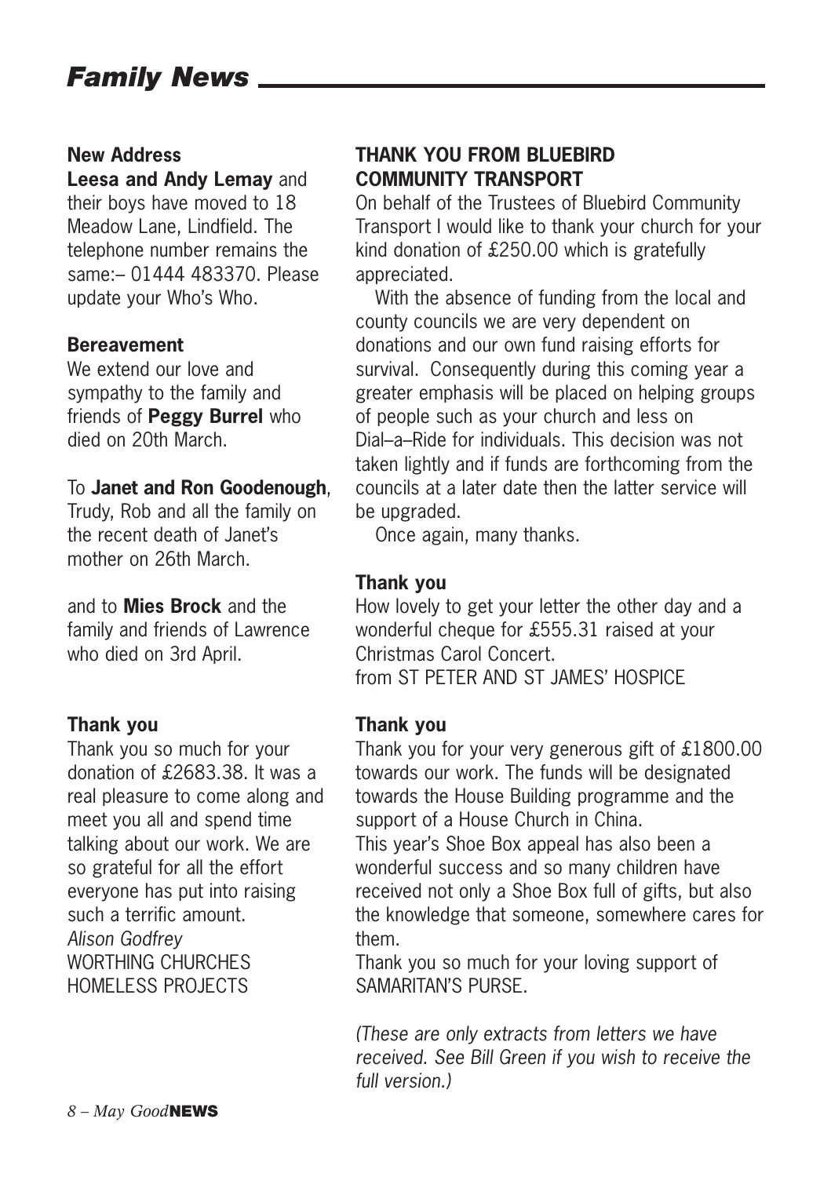# *Family News*

**New Address**

**Leesa and Andy Lemay** and their boys have moved to 18 Meadow Lane, Lindfield. The telephone number remains the same:– 01444 483370. Please update your Who's Who.

**Bereavement**

We extend our love and sympathy to the family and friends of **Peggy Burrel** who died on 20th March.

To **Janet and Ron Goodenough**, Trudy, Rob and all the family on the recent death of Janet's mother on 26th March.

and to **Mies Brock** and the family and friends of Lawrence who died on 3rd April.

**Thank you**

Thank you so much for your donation of £2683.38. It was a real pleasure to come along and meet you all and spend time talking about our work. We are so grateful for all the effort everyone has put into raising such a terrific amount.
*Alison Godfrey*
WORTHING CHURCHES HOMELESS PROJECTS

**THANK YOU FROM BLUEBIRD COMMUNITY TRANSPORT**

On behalf of the Trustees of Bluebird Community Transport I would like to thank your church for your kind donation of £250.00 which is gratefully appreciated.

With the absence of funding from the local and county councils we are very dependent on donations and our own fund raising efforts for survival. Consequently during this coming year a greater emphasis will be placed on helping groups of people such as your church and less on Dial–a–Ride for individuals. This decision was not taken lightly and if funds are forthcoming from the councils at a later date then the latter service will be upgraded.

Once again, many thanks.

**Thank you**

How lovely to get your letter the other day and a wonderful cheque for £555.31 raised at your Christmas Carol Concert.
from ST PETER AND ST JAMES' HOSPICE

**Thank you**

Thank you for your very generous gift of £1800.00 towards our work. The funds will be designated towards the House Building programme and the support of a House Church in China.
This year's Shoe Box appeal has also been a wonderful success and so many children have received not only a Shoe Box full of gifts, but also the knowledge that someone, somewhere cares for them.
Thank you so much for your loving support of SAMARITAN'S PURSE.

*(These are only extracts from letters we have received. See Bill Green if you wish to receive the full version.)*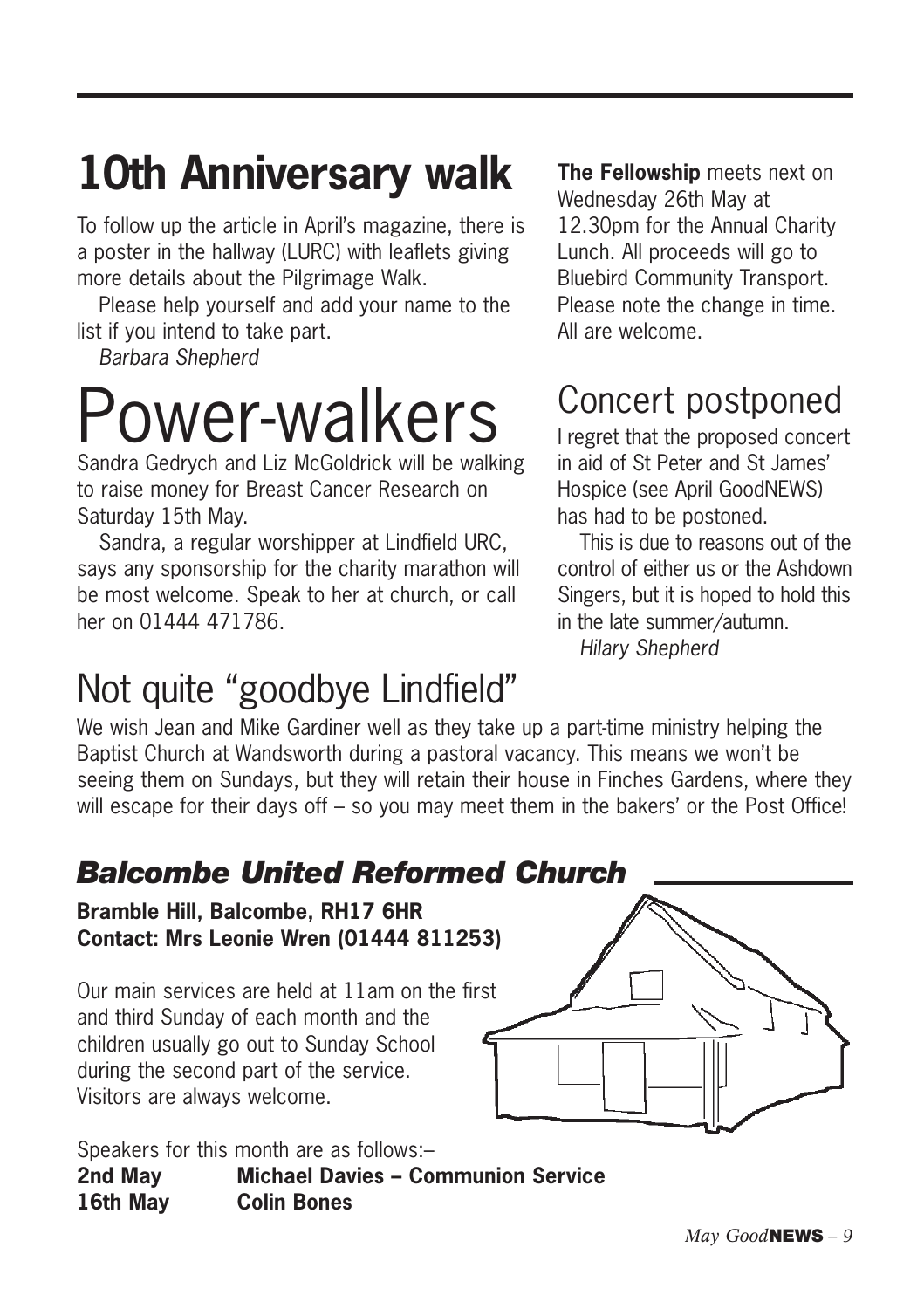# 10th Anniversary walk

To follow up the article in April's magazine, there is a poster in the hallway (LURC) with leaflets giving more details about the Pilgrimage Walk.

Please help yourself and add your name to the list if you intend to take part.

*Barbara Shepherd*

# Power-walkers

Sandra Gedrych and Liz McGoldrick will be walking to raise money for Breast Cancer Research on Saturday 15th May.

Sandra, a regular worshipper at Lindfield URC, says any sponsorship for the charity marathon will be most welcome. Speak to her at church, or call her on 01444 471786.

**The Fellowship** meets next on Wednesday 26th May at 12.30pm for the Annual Charity Lunch. All proceeds will go to Bluebird Community Transport. Please note the change in time. All are welcome.

## Concert postponed

I regret that the proposed concert in aid of St Peter and St James' Hospice (see April GoodNEWS) has had to be postoned.

This is due to reasons out of the control of either us or the Ashdown Singers, but it is hoped to hold this in the late summer/autumn.

*Hilary Shepherd*

## Not quite "goodbye Lindfield"

We wish Jean and Mike Gardiner well as they take up a part-time ministry helping the Baptist Church at Wandsworth during a pastoral vacancy. This means we won't be seeing them on Sundays, but they will retain their house in Finches Gardens, where they will escape for their days off – so you may meet them in the bakers' or the Post Office!

## *Balcombe United Reformed Church*

**Bramble Hill, Balcombe, RH17 6HR**
**Contact: Mrs Leonie Wren (01444 811253)**

Our main services are held at 11am on the first and third Sunday of each month and the children usually go out to Sunday School during the second part of the service. Visitors are always welcome.

Speakers for this month are as follows:–

| | |
|---|---|
| **2nd May** | **Michael Davies – Communion Service** |
| **16th May** | **Colin Bones** |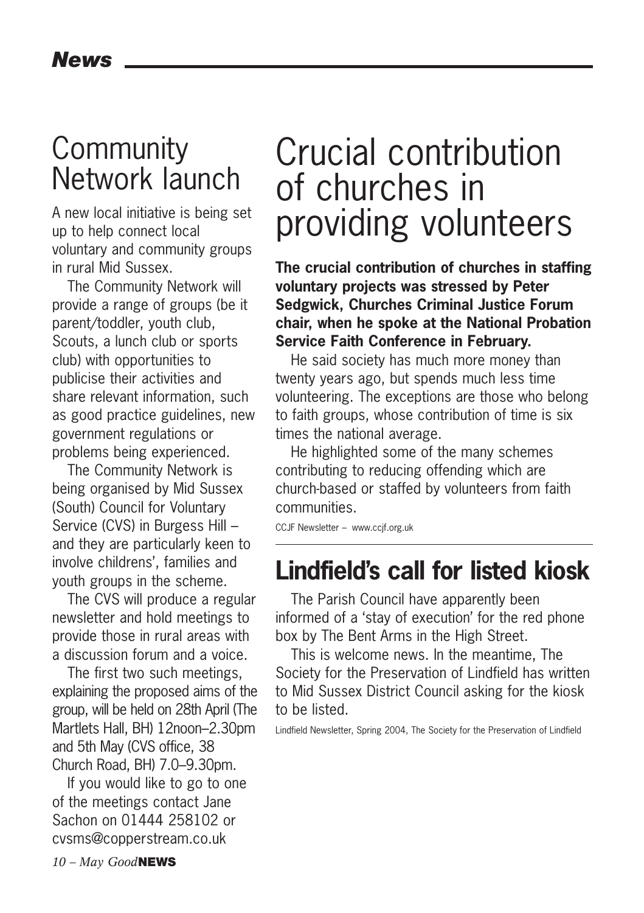## Community Network launch

A new local initiative is being set up to help connect local voluntary and community groups in rural Mid Sussex.

The Community Network will provide a range of groups (be it parent/toddler, youth club, Scouts, a lunch club or sports club) with opportunities to publicise their activities and share relevant information, such as good practice guidelines, new government regulations or problems being experienced.

The Community Network is being organised by Mid Sussex (South) Council for Voluntary Service (CVS) in Burgess Hill – and they are particularly keen to involve childrens', families and youth groups in the scheme.

The CVS will produce a regular newsletter and hold meetings to provide those in rural areas with a discussion forum and a voice.

The first two such meetings, explaining the proposed aims of the group, will be held on 28th April (The Martlets Hall, BH) 12noon–2.30pm and 5th May (CVS office, 38 Church Road, BH) 7.0–9.30pm.

If you would like to go to one of the meetings contact Jane Sachon on 01444 258102 or cvsms@copperstream.co.uk

# Crucial contribution of churches in providing volunteers

**The crucial contribution of churches in staffing voluntary projects was stressed by Peter Sedgwick, Churches Criminal Justice Forum chair, when he spoke at the National Probation Service Faith Conference in February.**

He said society has much more money than twenty years ago, but spends much less time volunteering. The exceptions are those who belong to faith groups, whose contribution of time is six times the national average.

He highlighted some of the many schemes contributing to reducing offending which are church-based or staffed by volunteers from faith communities.

CCJF Newsletter – www.ccjf.org.uk

## Lindfield's call for listed kiosk

The Parish Council have apparently been informed of a 'stay of execution' for the red phone box by The Bent Arms in the High Street.

This is welcome news. In the meantime, The Society for the Preservation of Lindfield has written to Mid Sussex District Council asking for the kiosk to be listed.

Lindfield Newsletter, Spring 2004, The Society for the Preservation of Lindfield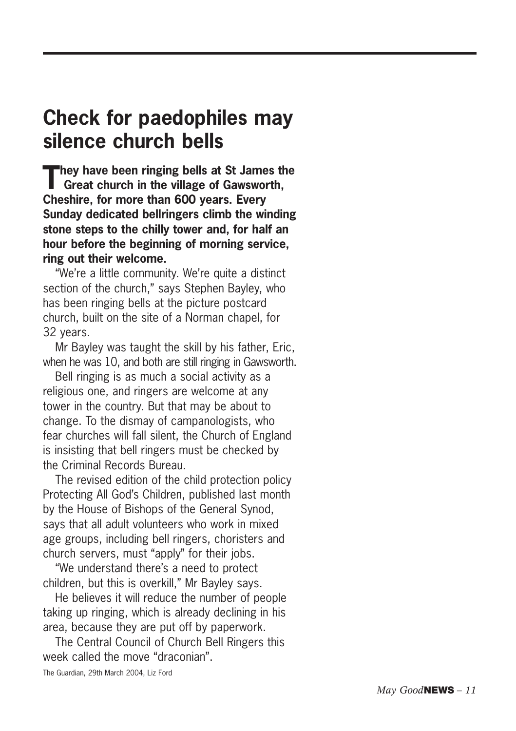# Check for paedophiles may silence church bells

**They have been ringing bells at St James the Great church in the village of Gawsworth, Cheshire, for more than 600 years. Every Sunday dedicated bellringers climb the winding stone steps to the chilly tower and, for half an hour before the beginning of morning service, ring out their welcome.**

"We're a little community. We're quite a distinct section of the church," says Stephen Bayley, who has been ringing bells at the picture postcard church, built on the site of a Norman chapel, for 32 years.

Mr Bayley was taught the skill by his father, Eric, when he was 10, and both are still ringing in Gawsworth.

Bell ringing is as much a social activity as a religious one, and ringers are welcome at any tower in the country. But that may be about to change. To the dismay of campanologists, who fear churches will fall silent, the Church of England is insisting that bell ringers must be checked by the Criminal Records Bureau.

The revised edition of the child protection policy Protecting All God's Children, published last month by the House of Bishops of the General Synod, says that all adult volunteers who work in mixed age groups, including bell ringers, choristers and church servers, must "apply" for their jobs.

"We understand there's a need to protect children, but this is overkill," Mr Bayley says.

He believes it will reduce the number of people taking up ringing, which is already declining in his area, because they are put off by paperwork.

The Central Council of Church Bell Ringers this week called the move "draconian".

The Guardian, 29th March 2004, Liz Ford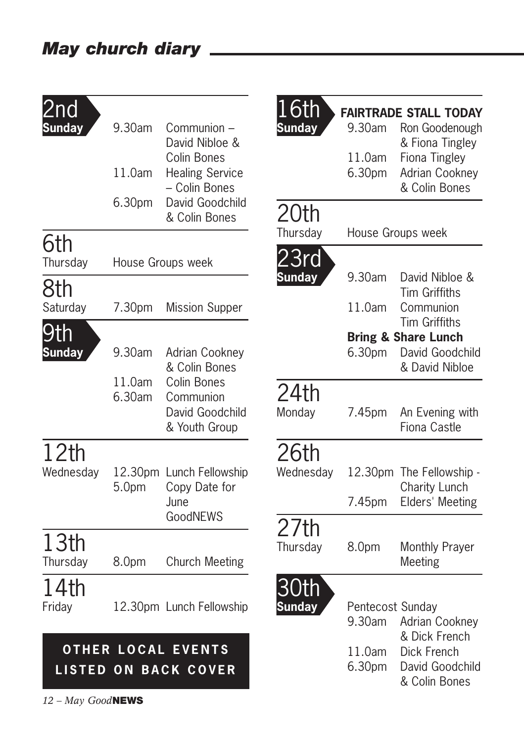## May church diary

**2nd Sunday**
- 9.30am Communion – David Nibloe & Colin Bones
- 11.0am Healing Service – Colin Bones
- 6.30pm David Goodchild & Colin Bones

**6th Thursday**
- House Groups week

**8th Saturday**
- 7.30pm Mission Supper

**9th Sunday**
- 9.30am Adrian Cookney & Colin Bones
- 11.0am Colin Bones
- 6.30am Communion David Goodchild & Youth Group

**12th Wednesday**
- 12.30pm Lunch Fellowship
- 5.0pm Copy Date for June GoodNEWS

**13th Thursday**
- 8.0pm Church Meeting

**14th Friday**
- 12.30pm Lunch Fellowship

**OTHER LOCAL EVENTS LISTED ON BACK COVER**

**16th Sunday**

**FAIRTRADE STALL TODAY**
- 9.30am Ron Goodenough & Fiona Tingley
- 11.0am Fiona Tingley
- 6.30pm Adrian Cookney & Colin Bones

**20th Thursday**
- House Groups week

**23rd Sunday**
- 9.30am David Nibloe & Tim Griffiths
- 11.0am Communion Tim Griffiths

**Bring & Share Lunch**
- 6.30pm David Goodchild & David Nibloe

**24th Monday**
- 7.45pm An Evening with Fiona Castle

**26th Wednesday**
- 12.30pm The Fellowship - Charity Lunch
- 7.45pm Elders' Meeting

**27th Thursday**
- 8.0pm Monthly Prayer Meeting

**30th Sunday**

Pentecost Sunday
- 9.30am Adrian Cookney & Dick French
- 11.0am Dick French
- 6.30pm David Goodchild & Colin Bones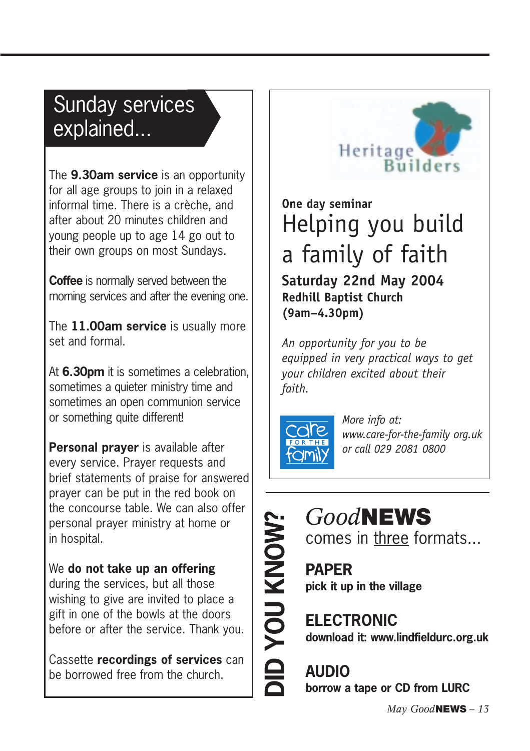## Sunday services explained...

The **9.30am service** is an opportunity for all age groups to join in a relaxed informal time. There is a crèche, and after about 20 minutes children and young people up to age 14 go out to their own groups on most Sundays.

**Coffee** is normally served between the morning services and after the evening one.

The **11.00am service** is usually more set and formal.

At **6.30pm** it is sometimes a celebration, sometimes a quieter ministry time and sometimes an open communion service or something quite different!

**Personal prayer** is available after every service. Prayer requests and brief statements of praise for answered prayer can be put in the red book on the concourse table. We can also offer personal prayer ministry at home or in hospital.

We **do not take up an offering** during the services, but all those wishing to give are invited to place a gift in one of the bowls at the doors before or after the service. Thank you.

Cassette **recordings of services** can be borrowed free from the church.

Heritage Builders

**One day seminar**

## Helping you build a family of faith

**Saturday 22nd May 2004**
**Redhill Baptist Church**
**(9am–4.30pm)**

*An opportunity for you to be equipped in very practical ways to get your children excited about their faith.*

care FOR THE family

*More info at: www.care-for-the-family org.uk or call 029 2081 0800*

**DID YOU KNOW?**

## *Good***NEWS**

comes in <u>three</u> formats...

**PAPER**
**pick it up in the village**

**ELECTRONIC**
**download it: www.lindfieldurc.org.uk**

**AUDIO**
**borrow a tape or CD from LURC**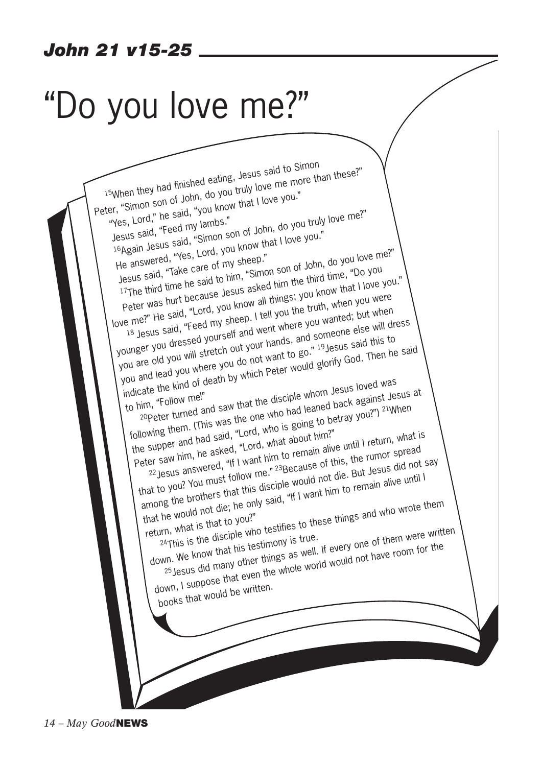**John 21 v15-25**

# "Do you love me?"

[15]When they had finished eating, Jesus said to Simon Peter, "Simon son of John, do you truly love me more than these?"

"Yes, Lord," he said, "you know that I love you."

Jesus said, "Feed my lambs."

[16]Again Jesus said, "Simon son of John, do you truly love me?"

He answered, "Yes, Lord, you know that I love you."

Jesus said, "Take care of my sheep."

[17]The third time he said to him, "Simon son of John, do you love me?"

Peter was hurt because Jesus asked him the third time, "Do you love me?" He said, "Lord, you know all things; you know that I love you."

[18] Jesus said, "Feed my sheep. I tell you the truth, when you were younger you dressed yourself and went where you wanted; but when you are old you will stretch out your hands, and someone else will dress you and lead you where you do not want to go." [19] Jesus said this to indicate the kind of death by which Peter would glorify God. Then he said to him, "Follow me!"

[20]Peter turned and saw that the disciple whom Jesus loved was following them. (This was the one who had leaned back against Jesus at the supper and had said, "Lord, who is going to betray you?") [21]When Peter saw him, he asked, "Lord, what about him?"

[22] Jesus answered, "If I want him to remain alive until I return, what is that to you? You must follow me." [23]Because of this, the rumor spread among the brothers that this disciple would not die. But Jesus did not say that he would not die; he only said, "If I want him to remain alive until I return, what is that to you?"

[24]This is the disciple who testifies to these things and who wrote them down. We know that his testimony is true.

[25] Jesus did many other things as well. If every one of them were written down, I suppose that even the whole world would not have room for the books that would be written.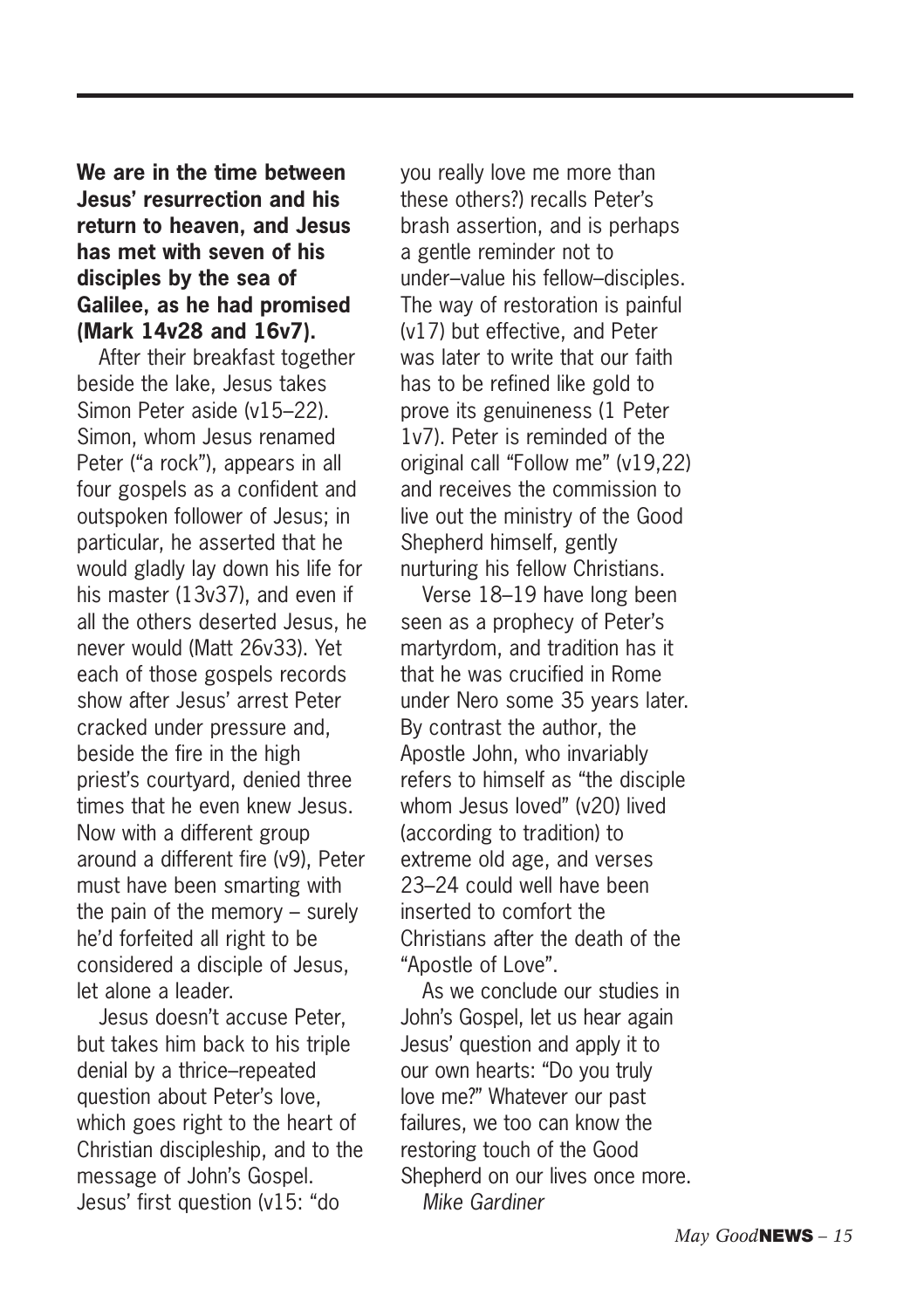**We are in the time between Jesus' resurrection and his return to heaven, and Jesus has met with seven of his disciples by the sea of Galilee, as he had promised (Mark 14v28 and 16v7).**

After their breakfast together beside the lake, Jesus takes Simon Peter aside (v15–22). Simon, whom Jesus renamed Peter ("a rock"), appears in all four gospels as a confident and outspoken follower of Jesus; in particular, he asserted that he would gladly lay down his life for his master (13v37), and even if all the others deserted Jesus, he never would (Matt 26v33). Yet each of those gospels records show after Jesus' arrest Peter cracked under pressure and, beside the fire in the high priest's courtyard, denied three times that he even knew Jesus. Now with a different group around a different fire (v9), Peter must have been smarting with the pain of the memory – surely he'd forfeited all right to be considered a disciple of Jesus, let alone a leader.

Jesus doesn't accuse Peter, but takes him back to his triple denial by a thrice–repeated question about Peter's love, which goes right to the heart of Christian discipleship, and to the message of John's Gospel. Jesus' first question (v15: "do you really love me more than these others?) recalls Peter's brash assertion, and is perhaps a gentle reminder not to under–value his fellow–disciples. The way of restoration is painful (v17) but effective, and Peter was later to write that our faith has to be refined like gold to prove its genuineness (1 Peter 1v7). Peter is reminded of the original call "Follow me" (v19,22) and receives the commission to live out the ministry of the Good Shepherd himself, gently nurturing his fellow Christians.

Verse 18–19 have long been seen as a prophecy of Peter's martyrdom, and tradition has it that he was crucified in Rome under Nero some 35 years later. By contrast the author, the Apostle John, who invariably refers to himself as "the disciple whom Jesus loved" (v20) lived (according to tradition) to extreme old age, and verses 23–24 could well have been inserted to comfort the Christians after the death of the "Apostle of Love".

As we conclude our studies in John's Gospel, let us hear again Jesus' question and apply it to our own hearts: "Do you truly love me?" Whatever our past failures, we too can know the restoring touch of the Good Shepherd on our lives once more.

*Mike Gardiner*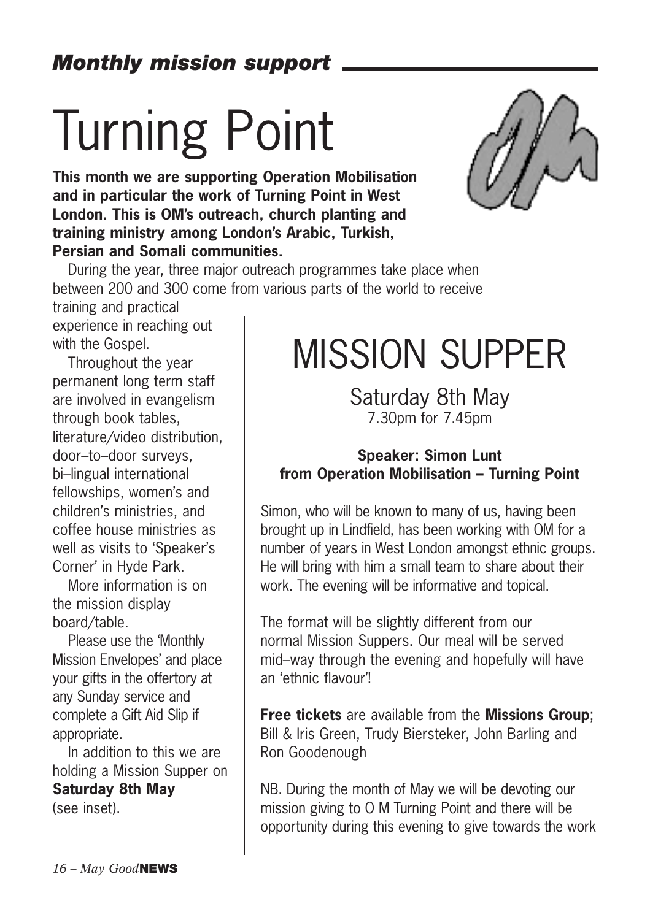## *Monthly mission support*

# Turning Point

**This month we are supporting Operation Mobilisation and in particular the work of Turning Point in West London. This is OM's outreach, church planting and training ministry among London's Arabic, Turkish, Persian and Somali communities.**

During the year, three major outreach programmes take place when between 200 and 300 come from various parts of the world to receive training and practical experience in reaching out with the Gospel.

Throughout the year permanent long term staff are involved in evangelism through book tables, literature/video distribution, door–to–door surveys, bi–lingual international fellowships, women's and children's ministries, and coffee house ministries as well as visits to 'Speaker's Corner' in Hyde Park.

More information is on the mission display board/table.

Please use the 'Monthly Mission Envelopes' and place your gifts in the offertory at any Sunday service and complete a Gift Aid Slip if appropriate.

In addition to this we are holding a Mission Supper on **Saturday 8th May** (see inset).

# MISSION SUPPER

Saturday 8th May
7.30pm for 7.45pm

**Speaker: Simon Lunt**
**from Operation Mobilisation – Turning Point**

Simon, who will be known to many of us, having been brought up in Lindfield, has been working with OM for a number of years in West London amongst ethnic groups. He will bring with him a small team to share about their work. The evening will be informative and topical.

The format will be slightly different from our normal Mission Suppers. Our meal will be served mid–way through the evening and hopefully will have an 'ethnic flavour'!

**Free tickets** are available from the **Missions Group**; Bill & Iris Green, Trudy Biersteker, John Barling and Ron Goodenough

NB. During the month of May we will be devoting our mission giving to O M Turning Point and there will be opportunity during this evening to give towards the work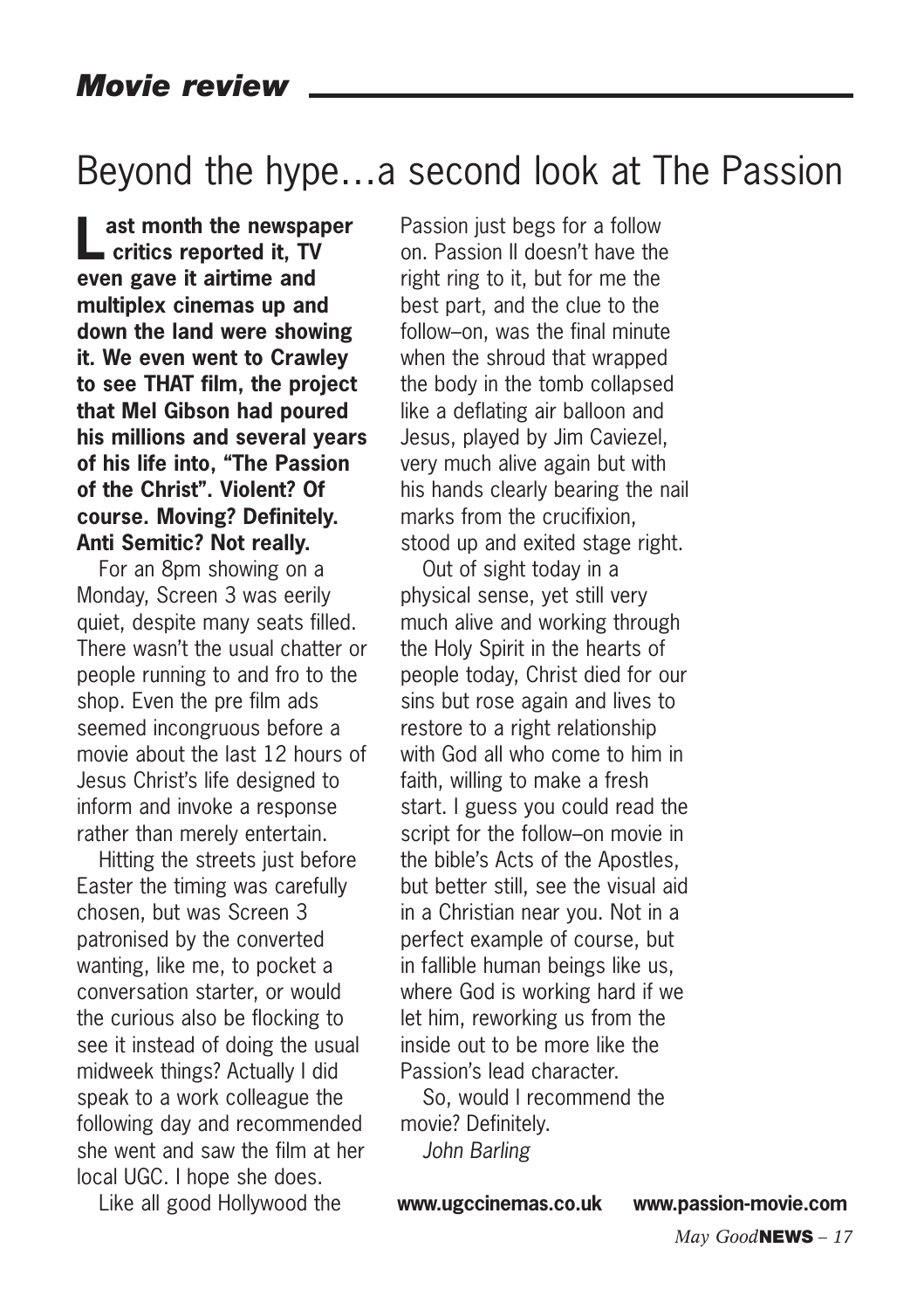## *Movie review*

# Beyond the hype…a second look at The Passion

**Last month the newspaper critics reported it, TV even gave it airtime and multiplex cinemas up and down the land were showing it. We even went to Crawley to see THAT film, the project that Mel Gibson had poured his millions and several years of his life into, "The Passion of the Christ". Violent? Of course. Moving? Definitely. Anti Semitic? Not really.**

For an 8pm showing on a Monday, Screen 3 was eerily quiet, despite many seats filled. There wasn't the usual chatter or people running to and fro to the shop. Even the pre film ads seemed incongruous before a movie about the last 12 hours of Jesus Christ's life designed to inform and invoke a response rather than merely entertain.

Hitting the streets just before Easter the timing was carefully chosen, but was Screen 3 patronised by the converted wanting, like me, to pocket a conversation starter, or would the curious also be flocking to see it instead of doing the usual midweek things? Actually I did speak to a work colleague the following day and recommended she went and saw the film at her local UGC. I hope she does.

Like all good Hollywood the Passion just begs for a follow on. Passion II doesn't have the right ring to it, but for me the best part, and the clue to the follow–on, was the final minute when the shroud that wrapped the body in the tomb collapsed like a deflating air balloon and Jesus, played by Jim Caviezel, very much alive again but with his hands clearly bearing the nail marks from the crucifixion, stood up and exited stage right.

Out of sight today in a physical sense, yet still very much alive and working through the Holy Spirit in the hearts of people today, Christ died for our sins but rose again and lives to restore to a right relationship with God all who come to him in faith, willing to make a fresh start. I guess you could read the script for the follow–on movie in the bible's Acts of the Apostles, but better still, see the visual aid in a Christian near you. Not in a perfect example of course, but in fallible human beings like us, where God is working hard if we let him, reworking us from the inside out to be more like the Passion's lead character.

So, would I recommend the movie? Definitely.

*John Barling*

**www.ugccinemas.co.uk www.passion-movie.com**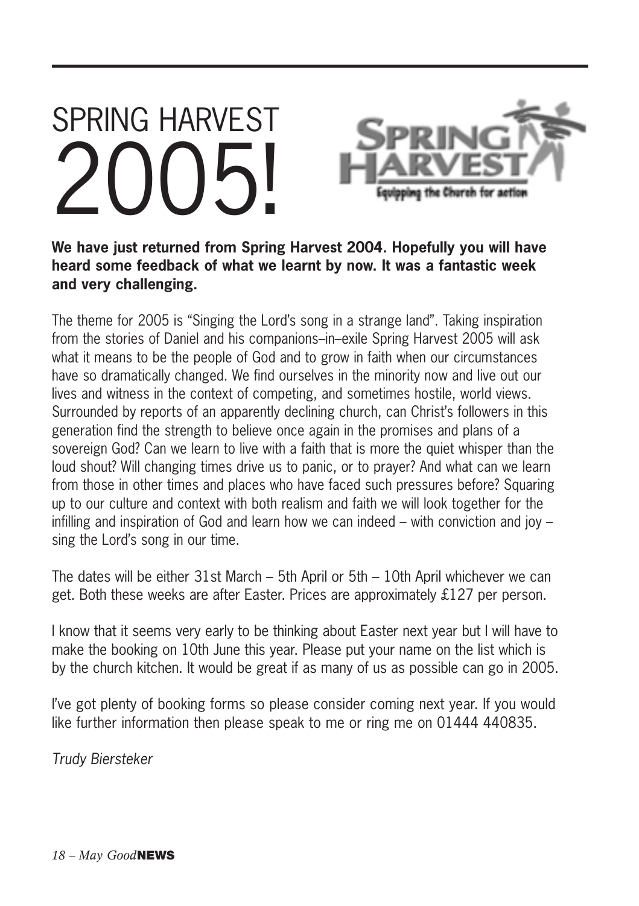# SPRING HARVEST 2005!

**We have just returned from Spring Harvest 2004. Hopefully you will have heard some feedback of what we learnt by now. It was a fantastic week and very challenging.**

The theme for 2005 is "Singing the Lord's song in a strange land". Taking inspiration from the stories of Daniel and his companions–in–exile Spring Harvest 2005 will ask what it means to be the people of God and to grow in faith when our circumstances have so dramatically changed. We find ourselves in the minority now and live out our lives and witness in the context of competing, and sometimes hostile, world views. Surrounded by reports of an apparently declining church, can Christ's followers in this generation find the strength to believe once again in the promises and plans of a sovereign God? Can we learn to live with a faith that is more the quiet whisper than the loud shout? Will changing times drive us to panic, or to prayer? And what can we learn from those in other times and places who have faced such pressures before? Squaring up to our culture and context with both realism and faith we will look together for the infilling and inspiration of God and learn how we can indeed – with conviction and joy – sing the Lord's song in our time.

The dates will be either 31st March – 5th April or 5th – 10th April whichever we can get. Both these weeks are after Easter. Prices are approximately £127 per person.

I know that it seems very early to be thinking about Easter next year but I will have to make the booking on 10th June this year. Please put your name on the list which is by the church kitchen. It would be great if as many of us as possible can go in 2005.

I've got plenty of booking forms so please consider coming next year. If you would like further information then please speak to me or ring me on 01444 440835.

*Trudy Biersteker*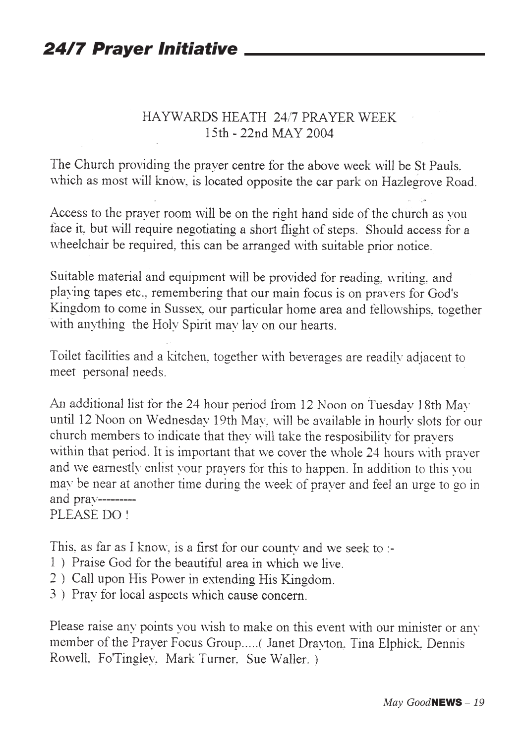# 24/7 Prayer Initiative

HAYWARDS HEATH 24/7 PRAYER WEEK
15th - 22nd MAY 2004

The Church providing the prayer centre for the above week will be St Pauls. which as most will know, is located opposite the car park on Hazlegrove Road.

Access to the prayer room will be on the right hand side of the church as you face it, but will require negotiating a short flight of steps. Should access for a wheelchair be required, this can be arranged with suitable prior notice.

Suitable material and equipment will be provided for reading, writing, and playing tapes etc., remembering that our main focus is on prayers for God's Kingdom to come in Sussex, our particular home area and fellowships, together with anything the Holy Spirit may lay on our hearts.

Toilet facilities and a kitchen, together with beverages are readily adjacent to meet personal needs.

An additional list for the 24 hour period from 12 Noon on Tuesday 18th May until 12 Noon on Wednesday 19th May, will be available in hourly slots for our church members to indicate that they will take the resposibility for prayers within that period. It is important that we cover the whole 24 hours with prayer and we earnestly enlist your prayers for this to happen. In addition to this you may be near at another time during the week of prayer and feel an urge to go in and pray---------
PLEASE DO !

This, as far as I know, is a first for our county and we seek to :-

1 ) Praise God for the beautiful area in which we live.
2 ) Call upon His Power in extending His Kingdom.
3 ) Pray for local aspects which cause concern.

Please raise any points you wish to make on this event with our minister or any member of the Prayer Focus Group.....( Janet Drayton, Tina Elphick, Dennis Rowell, Fo'Tingley, Mark Turner, Sue Waller. )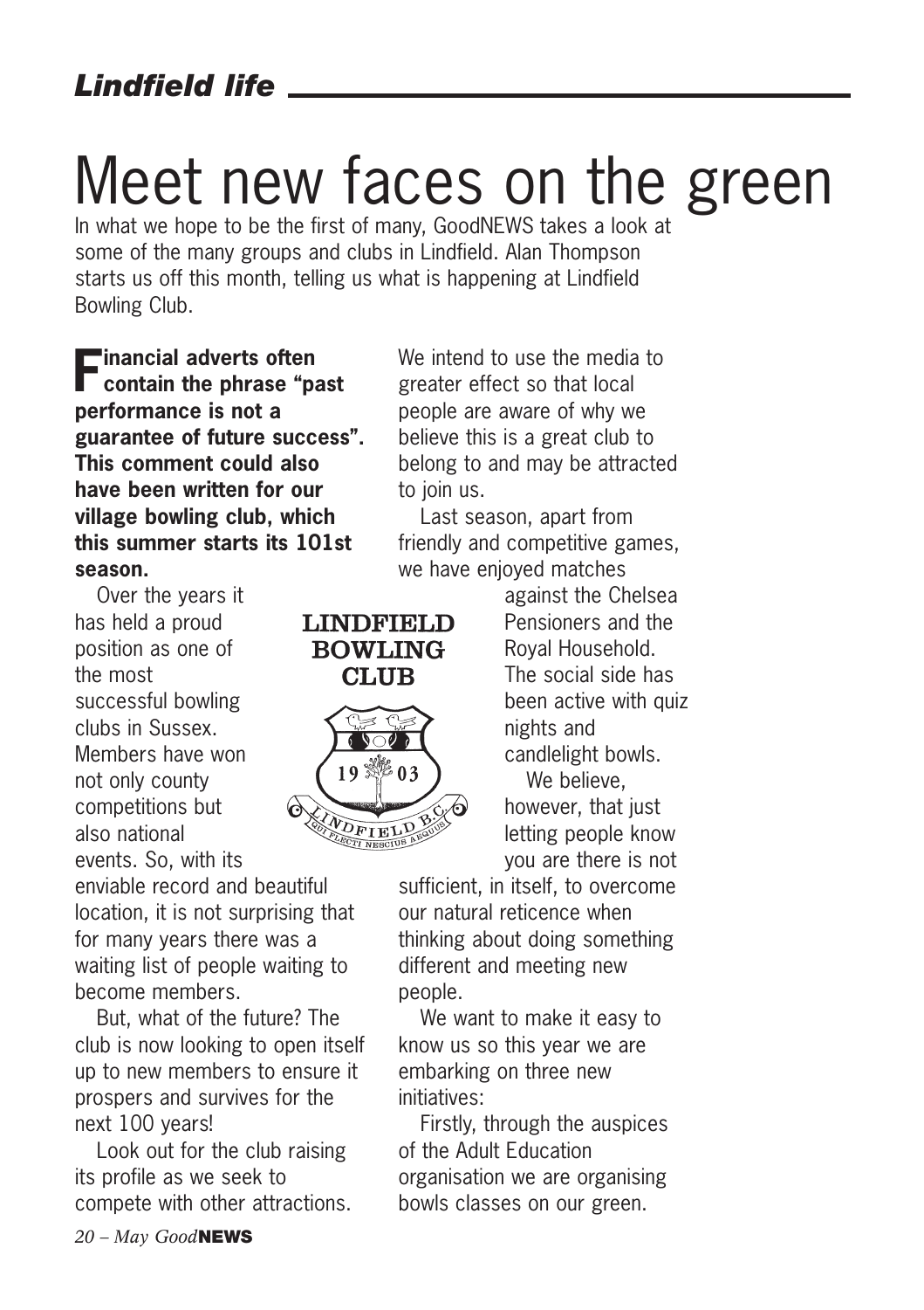*Lindfield life*

# Meet new faces on the green

In what we hope to be the first of many, GoodNEWS takes a look at some of the many groups and clubs in Lindfield. Alan Thompson starts us off this month, telling us what is happening at Lindfield Bowling Club.

**Financial adverts often contain the phrase "past performance is not a guarantee of future success". This comment could also have been written for our village bowling club, which this summer starts its 101st season.**

Over the years it has held a proud position as one of the most successful bowling clubs in Sussex. Members have won not only county competitions but also national events. So, with its enviable record and beautiful location, it is not surprising that for many years there was a waiting list of people waiting to become members.

But, what of the future? The club is now looking to open itself up to new members to ensure it prospers and survives for the next 100 years!

Look out for the club raising its profile as we seek to compete with other attractions. We intend to use the media to greater effect so that local people are aware of why we believe this is a great club to belong to and may be attracted to join us.

Last season, apart from friendly and competitive games, we have enjoyed matches against the Chelsea Pensioners and the Royal Household. The social side has been active with quiz nights and candlelight bowls.

We believe, however, that just letting people know you are there is not sufficient, in itself, to overcome our natural reticence when thinking about doing something different and meeting new people.

We want to make it easy to know us so this year we are embarking on three new initiatives:

Firstly, through the auspices of the Adult Education organisation we are organising bowls classes on our green.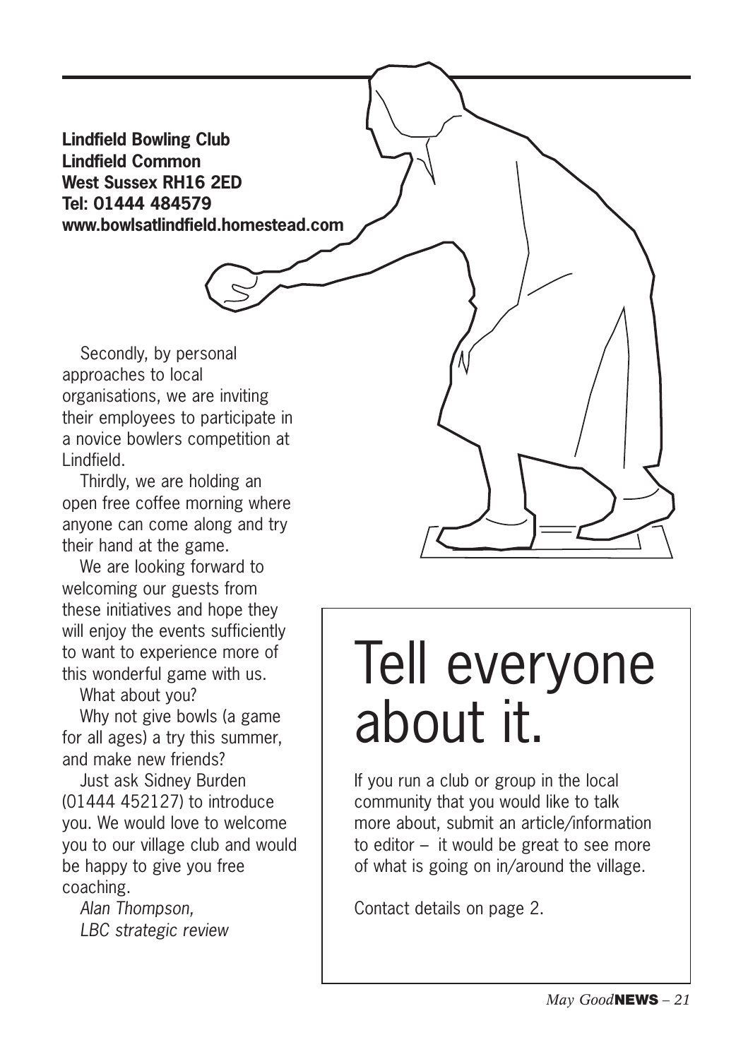**Lindfield Bowling Club**
**Lindfield Common**
**West Sussex RH16 2ED**
**Tel: 01444 484579**
**www.bowlsatlindfield.homestead.com**

Secondly, by personal approaches to local organisations, we are inviting their employees to participate in a novice bowlers competition at Lindfield.

Thirdly, we are holding an open free coffee morning where anyone can come along and try their hand at the game.

We are looking forward to welcoming our guests from these initiatives and hope they will enjoy the events sufficiently to want to experience more of this wonderful game with us.

What about you?

Why not give bowls (a game for all ages) a try this summer, and make new friends?

Just ask Sidney Burden (01444 452127) to introduce you. We would love to welcome you to our village club and would be happy to give you free coaching.

*Alan Thompson,*
*LBC strategic review*

# Tell everyone about it.

If you run a club or group in the local community that you would like to talk more about, submit an article/information to editor – it would be great to see more of what is going on in/around the village.

Contact details on page 2.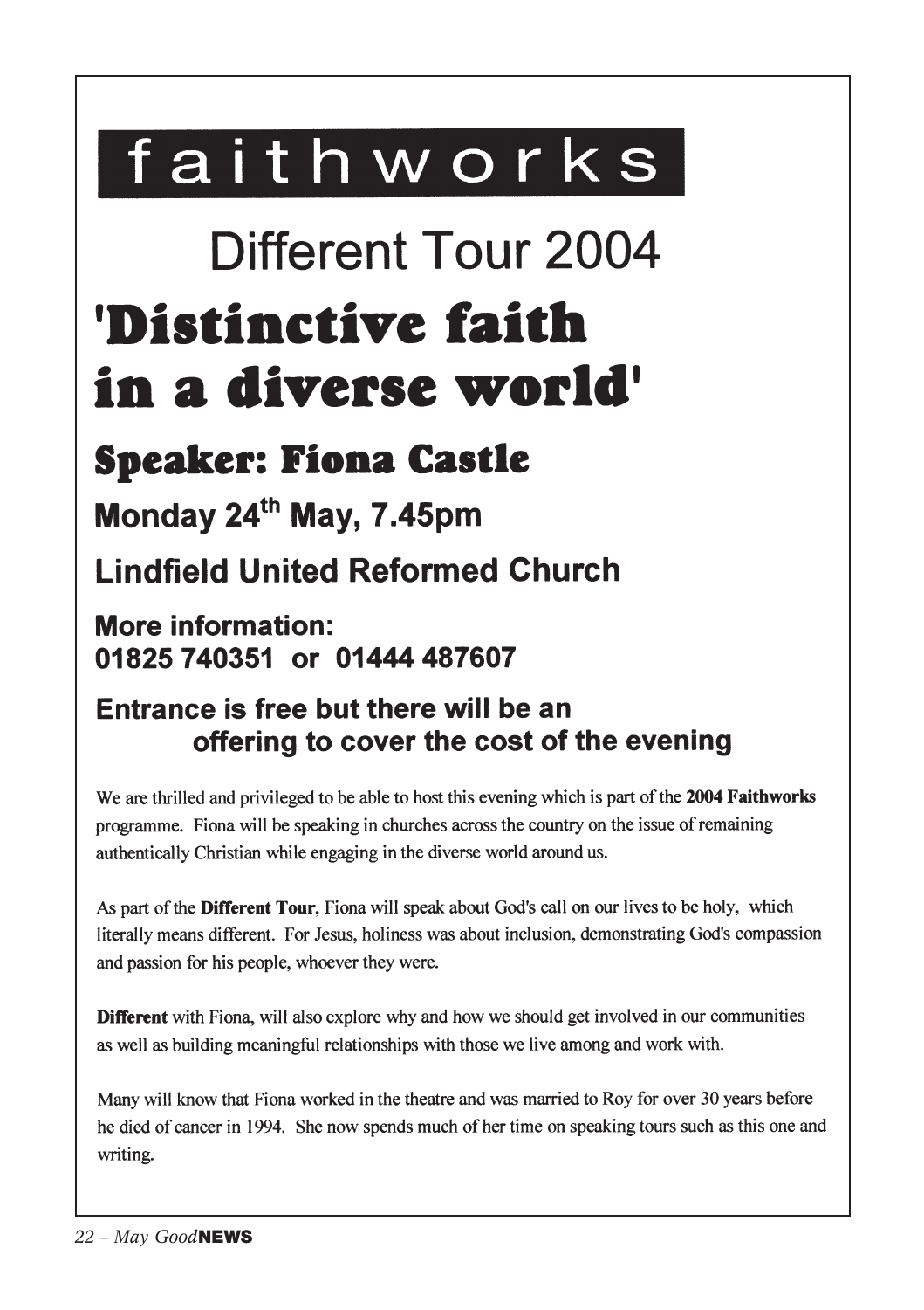# faithworks

## Different Tour 2004

# 'Distinctive faith in a diverse world'

## Speaker: Fiona Castle

### Monday 24th May, 7.45pm

### Lindfield United Reformed Church

### More information:
### 01825 740351 or 01444 487607

### Entrance is free but there will be an offering to cover the cost of the evening

We are thrilled and privileged to be able to host this evening which is part of the **2004 Faithworks** programme. Fiona will be speaking in churches across the country on the issue of remaining authentically Christian while engaging in the diverse world around us.

As part of the **Different Tour**, Fiona will speak about God's call on our lives to be holy, which literally means different. For Jesus, holiness was about inclusion, demonstrating God's compassion and passion for his people, whoever they were.

**Different** with Fiona, will also explore why and how we should get involved in our communities as well as building meaningful relationships with those we live among and work with.

Many will know that Fiona worked in the theatre and was married to Roy for over 30 years before he died of cancer in 1994. She now spends much of her time on speaking tours such as this one and writing.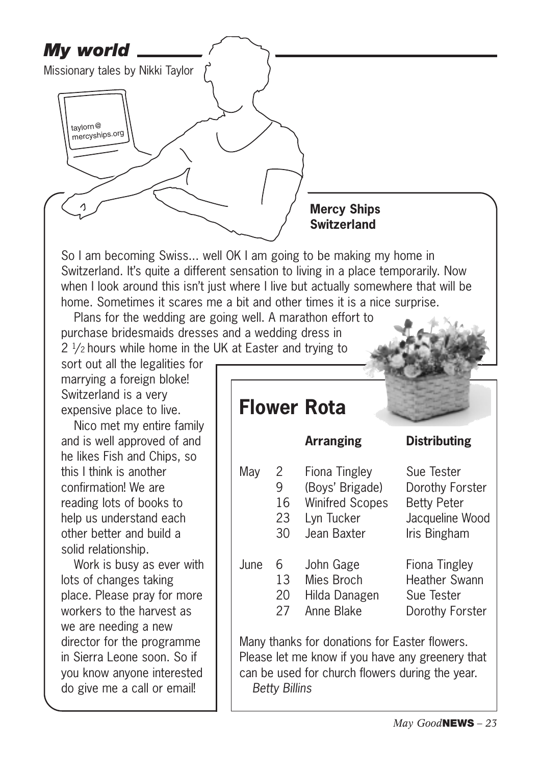## *My world*

Missionary tales by Nikki Taylor

taylorn@mercyships.org

**Mercy Ships Switzerland**

So I am becoming Swiss... well OK I am going to be making my home in Switzerland. It's quite a different sensation to living in a place temporarily. Now when I look around this isn't just where I live but actually somewhere that will be home. Sometimes it scares me a bit and other times it is a nice surprise.

Plans for the wedding are going well. A marathon effort to purchase bridesmaids dresses and a wedding dress in 2 ½ hours while home in the UK at Easter and trying to sort out all the legalities for marrying a foreign bloke! Switzerland is a very expensive place to live.

Nico met my entire family and is well approved of and he likes Fish and Chips, so this I think is another confirmation! We are reading lots of books to help us understand each other better and build a solid relationship.

Work is busy as ever with lots of changes taking place. Please pray for more workers to the harvest as we are needing a new director for the programme in Sierra Leone soon. So if you know anyone interested do give me a call or email!

## Flower Rota

| | | Arranging | Distributing |
|---|---|---|---|
| May | 2 | Fiona Tingley | Sue Tester |
| | 9 | (Boys' Brigade) | Dorothy Forster |
| | 16 | Winifred Scopes | Betty Peter |
| | 23 | Lyn Tucker | Jacqueline Wood |
| | 30 | Jean Baxter | Iris Bingham |
| June | 6 | John Gage | Fiona Tingley |
| | 13 | Mies Broch | Heather Swann |
| | 20 | Hilda Danagen | Sue Tester |
| | 27 | Anne Blake | Dorothy Forster |

Many thanks for donations for Easter flowers. Please let me know if you have any greenery that can be used for church flowers during the year.

*Betty Billins*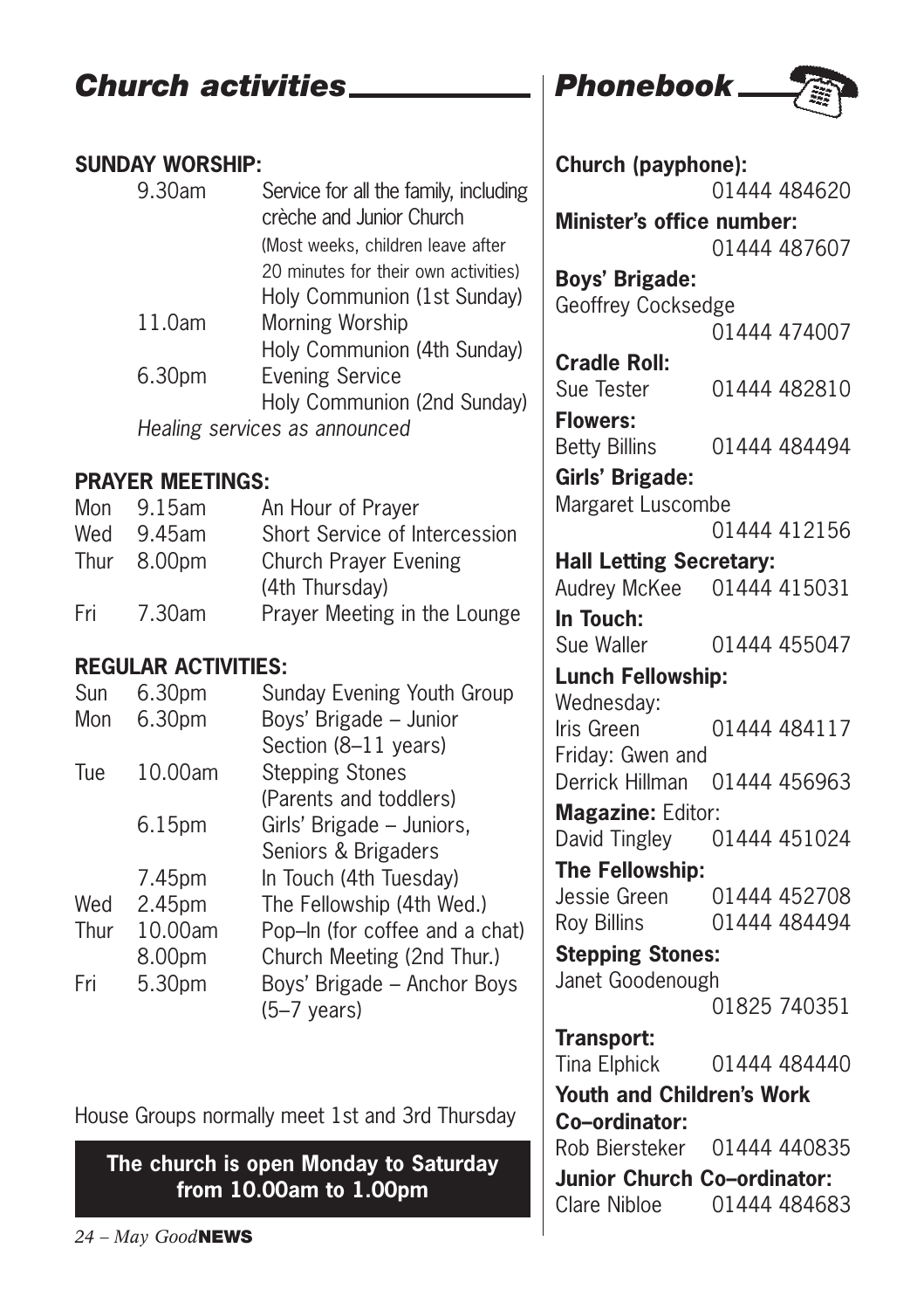# Church activities

## SUNDAY WORSHIP:

| | |
|---|---|
| 9.30am | Service for all the family, including crèche and Junior Church (Most weeks, children leave after 20 minutes for their own activities) Holy Communion (1st Sunday) |
| 11.0am | Morning Worship Holy Communion (4th Sunday) |
| 6.30pm | Evening Service Holy Communion (2nd Sunday) |

*Healing services as announced*

## PRAYER MEETINGS:

| | | |
|---|---|---|
| Mon | 9.15am | An Hour of Prayer |
| Wed | 9.45am | Short Service of Intercession |
| Thur | 8.00pm | Church Prayer Evening (4th Thursday) |
| Fri | 7.30am | Prayer Meeting in the Lounge |

## REGULAR ACTIVITIES:

| | | |
|---|---|---|
| Sun | 6.30pm | Sunday Evening Youth Group |
| Mon | 6.30pm | Boys' Brigade – Junior Section (8–11 years) |
| Tue | 10.00am | Stepping Stones (Parents and toddlers) |
| | 6.15pm | Girls' Brigade – Juniors, Seniors & Brigaders |
| | 7.45pm | In Touch (4th Tuesday) |
| Wed | 2.45pm | The Fellowship (4th Wed.) |
| Thur | 10.00am | Pop–In (for coffee and a chat) |
| | 8.00pm | Church Meeting (2nd Thur.) |
| Fri | 5.30pm | Boys' Brigade – Anchor Boys (5–7 years) |

House Groups normally meet 1st and 3rd Thursday

**The church is open Monday to Saturday from 10.00am to 1.00pm**

# Phonebook

**Church (payphone):** 01444 484620

**Minister's office number:** 01444 487607

**Boys' Brigade:**
Geoffrey Cocksedge 01444 474007

**Cradle Roll:**
Sue Tester 01444 482810

**Flowers:**
Betty Billins 01444 484494

**Girls' Brigade:**
Margaret Luscombe 01444 412156

**Hall Letting Secretary:**
Audrey McKee 01444 415031

**In Touch:**
Sue Waller 01444 455047

**Lunch Fellowship:**
Wednesday:
Iris Green 01444 484117
Friday: Gwen and
Derrick Hillman 01444 456963

**Magazine:** Editor:
David Tingley 01444 451024

**The Fellowship:**
Jessie Green 01444 452708
Roy Billins 01444 484494

**Stepping Stones:**
Janet Goodenough 01825 740351

**Transport:**
Tina Elphick 01444 484440

**Youth and Children's Work Co–ordinator:**
Rob Biersteker 01444 440835

**Junior Church Co–ordinator:**
Clare Nibloe 01444 484683